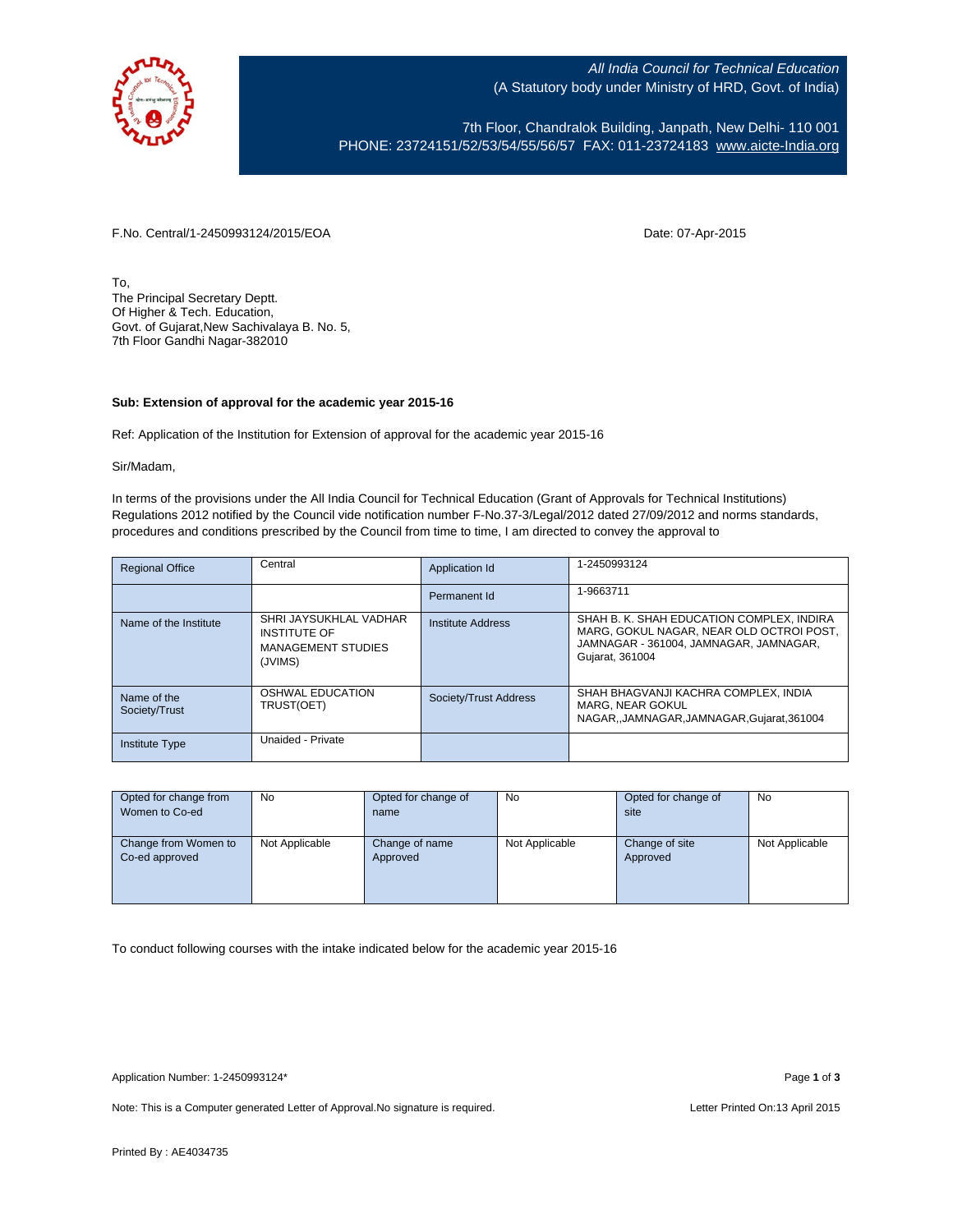*All India Council for Technical Education*
(A Statutory body under Ministry of HRD, Govt. of India)

7th Floor, Chandralok Building, Janpath, New Delhi- 110 001
PHONE: 23724151/52/53/54/55/56/57 FAX: 011-23724183 www.aicte-India.org

F.No. Central/1-2450993124/2015/EOA

Date: 07-Apr-2015

To,
The Principal Secretary Deptt.
Of Higher & Tech. Education,
Govt. of Gujarat,New Sachivalaya B. No. 5,
7th Floor Gandhi Nagar-382010

**Sub: Extension of approval for the academic year 2015-16**

Ref: Application of the Institution for Extension of approval for the academic year 2015-16

Sir/Madam,

In terms of the provisions under the All India Council for Technical Education (Grant of Approvals for Technical Institutions) Regulations 2012 notified by the Council vide notification number F-No.37-3/Legal/2012 dated 27/09/2012 and norms standards, procedures and conditions prescribed by the Council from time to time, I am directed to convey the approval to

| | | | |
|---|---|---|---|
| Regional Office | Central | Application Id | 1-2450993124 |
| | | Permanent Id | 1-9663711 |
| Name of the Institute | SHRI JAYSUKHLAL VADHAR INSTITUTE OF MANAGEMENT STUDIES (JVIMS) | Institute Address | SHAH B. K. SHAH EDUCATION COMPLEX, INDIRA MARG, GOKUL NAGAR, NEAR OLD OCTROI POST, JAMNAGAR - 361004, JAMNAGAR, JAMNAGAR, Gujarat, 361004 |
| Name of the Society/Trust | OSHWAL EDUCATION TRUST(OET) | Society/Trust Address | SHAH BHAGVANJI KACHRA COMPLEX, INDIA MARG, NEAR GOKUL NAGAR,,JAMNAGAR,JAMNAGAR,Gujarat,361004 |
| Institute Type | Unaided - Private | | |

| | | | | | |
|---|---|---|---|---|---|
| Opted for change from Women to Co-ed | No | Opted for change of name | No | Opted for change of site | No |
| Change from Women to Co-ed approved | Not Applicable | Change of name Approved | Not Applicable | Change of site Approved | Not Applicable |

To conduct following courses with the intake indicated below for the academic year 2015-16

Application Number: 1-2450993124*

Note: This is a Computer generated Letter of Approval.No signature is required.

Letter Printed On:13 April 2015

Printed By : AE4034735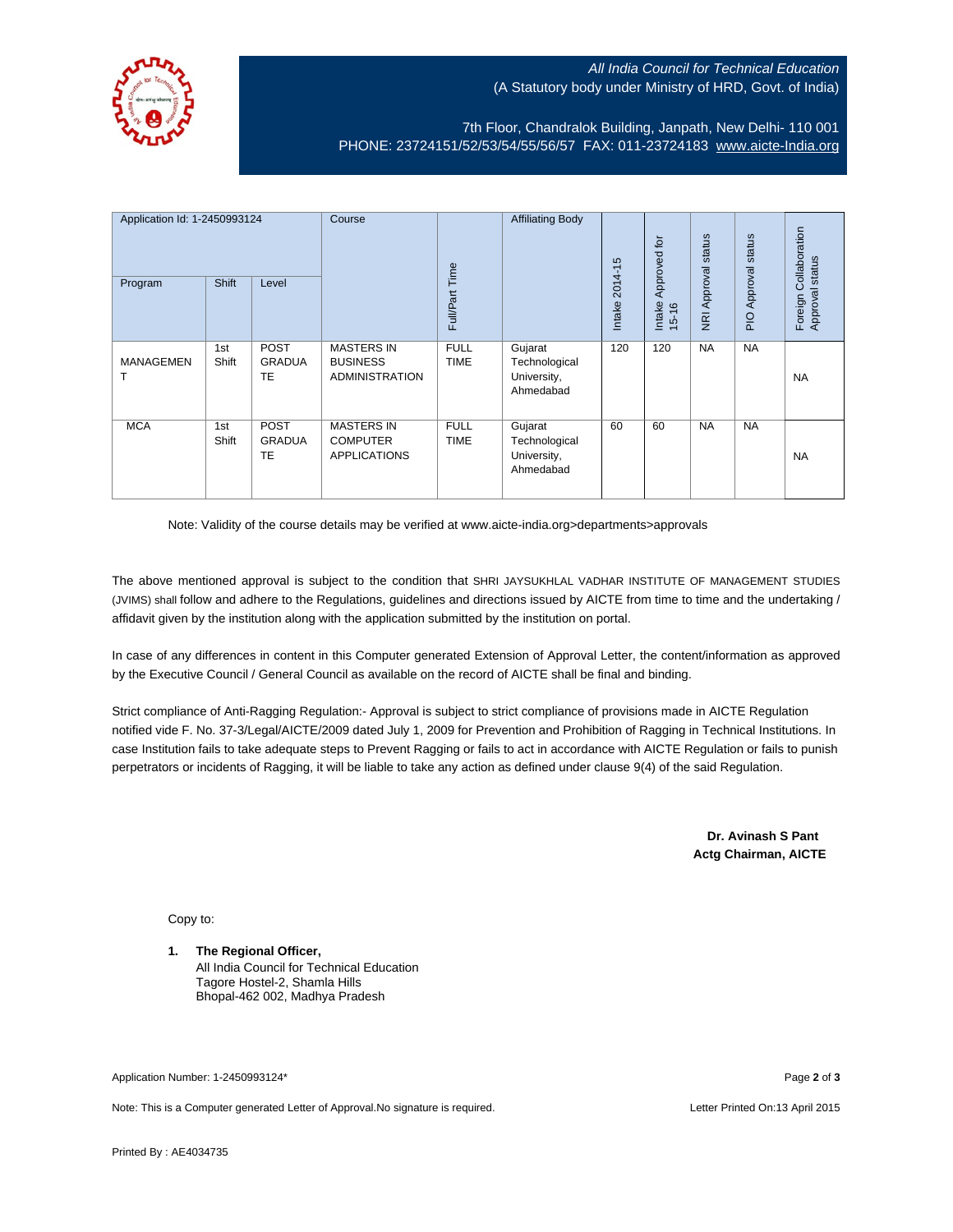All India Council for Technical Education
(A Statutory body under Ministry of HRD, Govt. of India)

7th Floor, Chandralok Building, Janpath, New Delhi- 110 001
PHONE: 23724151/52/53/54/55/56/57 FAX: 011-23724183 www.aicte-India.org

| Application Id: 1-2450993124 | | | Course | Full/Part Time | Affiliating Body | Intake 2014-15 | Intake Approved for 15-16 | NRI Approval status | PIO Approval status | Foreign Collaboration Approval status |
|---|---|---|---|---|---|---|---|---|---|---|
| Program | Shift | Level | | | | | | | | |
| MANAGEMENT | 1st Shift | POST GRADUATE | MASTERS IN BUSINESS ADMINISTRATION | FULL TIME | Gujarat Technological University, Ahmedabad | 120 | 120 | NA | NA | NA |
| MCA | 1st Shift | POST GRADUATE | MASTERS IN COMPUTER APPLICATIONS | FULL TIME | Gujarat Technological University, Ahmedabad | 60 | 60 | NA | NA | NA |

Note: Validity of the course details may be verified at www.aicte-india.org>departments>approvals

The above mentioned approval is subject to the condition that SHRI JAYSUKHLAL VADHAR INSTITUTE OF MANAGEMENT STUDIES (JVIMS) shall follow and adhere to the Regulations, guidelines and directions issued by AICTE from time to time and the undertaking / affidavit given by the institution along with the application submitted by the institution on portal.

In case of any differences in content in this Computer generated Extension of Approval Letter, the content/information as approved by the Executive Council / General Council as available on the record of AICTE shall be final and binding.

Strict compliance of Anti-Ragging Regulation:- Approval is subject to strict compliance of provisions made in AICTE Regulation notified vide F. No. 37-3/Legal/AICTE/2009 dated July 1, 2009 for Prevention and Prohibition of Ragging in Technical Institutions. In case Institution fails to take adequate steps to Prevent Ragging or fails to act in accordance with AICTE Regulation or fails to punish perpetrators or incidents of Ragging, it will be liable to take any action as defined under clause 9(4) of the said Regulation.

**Dr. Avinash S Pant**
**Actg Chairman, AICTE**

Copy to:

1. **The Regional Officer,**
   All India Council for Technical Education
   Tagore Hostel-2, Shamla Hills
   Bhopal-462 002, Madhya Pradesh

Application Number: 1-2450993124*

Note: This is a Computer generated Letter of Approval.No signature is required.

Letter Printed On:13 April 2015

Printed By : AE4034735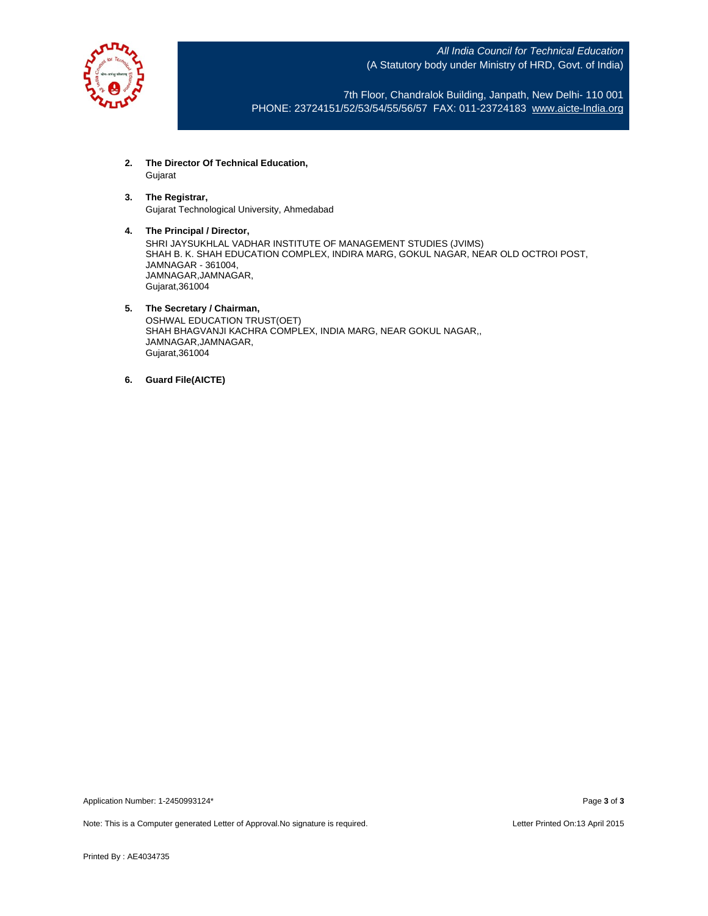2. **The Director Of Technical Education,**
   Gujarat

3. **The Registrar,**
   Gujarat Technological University, Ahmedabad

4. **The Principal / Director,**
   SHRI JAYSUKHLAL VADHAR INSTITUTE OF MANAGEMENT STUDIES (JVIMS)
   SHAH B. K. SHAH EDUCATION COMPLEX, INDIRA MARG, GOKUL NAGAR, NEAR OLD OCTROI POST,
   JAMNAGAR - 361004,
   JAMNAGAR,JAMNAGAR,
   Gujarat,361004

5. **The Secretary / Chairman,**
   OSHWAL EDUCATION TRUST(OET)
   SHAH BHAGVANJI KACHRA COMPLEX, INDIA MARG, NEAR GOKUL NAGAR,,
   JAMNAGAR,JAMNAGAR,
   Gujarat,361004

6. **Guard File(AICTE)**

Application Number: 1-2450993124*

Note: This is a Computer generated Letter of Approval.No signature is required.

Letter Printed On:13 April 2015

Printed By : AE4034735